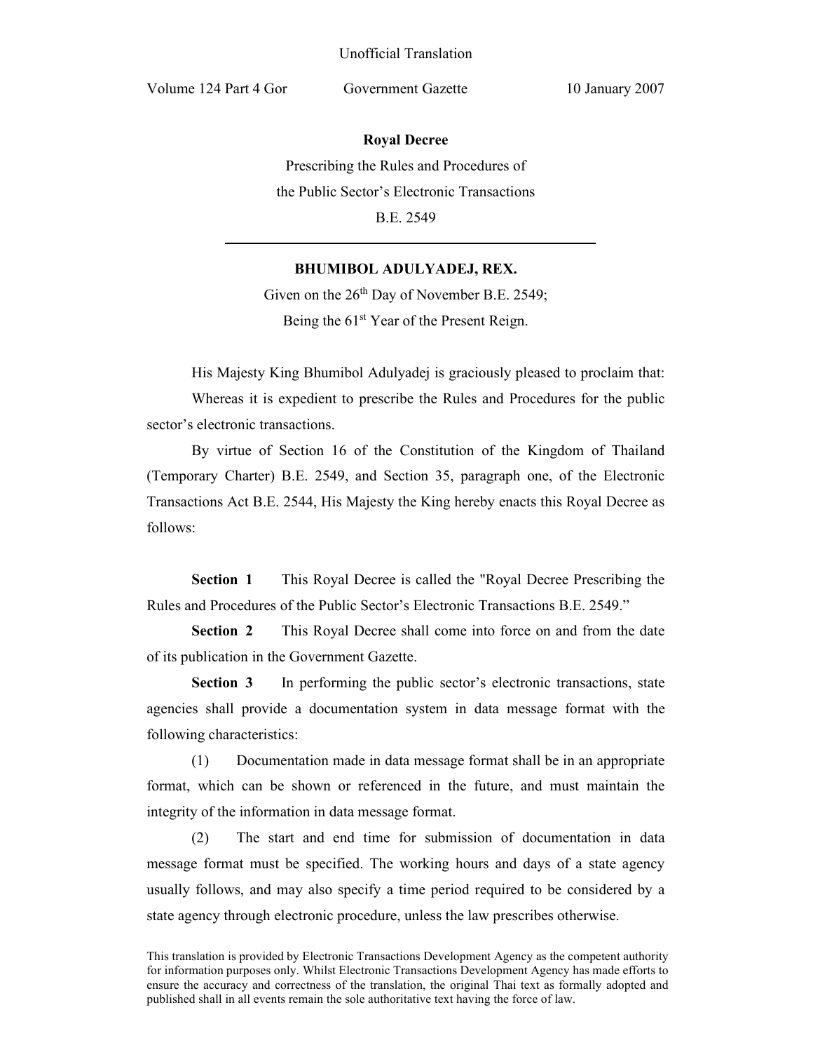Unofficial Translation

Volume 124 Part 4 Gor Government Gazette 10 January 2007

# Royal Decree

Prescribing the Rules and Procedures of
the Public Sector's Electronic Transactions
B.E. 2549

---

**BHUMIBOL ADULYADEJ, REX.**

Given on the 26th Day of November B.E. 2549;
Being the 61st Year of the Present Reign.

His Majesty King Bhumibol Adulyadej is graciously pleased to proclaim that:

Whereas it is expedient to prescribe the Rules and Procedures for the public sector's electronic transactions.

By virtue of Section 16 of the Constitution of the Kingdom of Thailand (Temporary Charter) B.E. 2549, and Section 35, paragraph one, of the Electronic Transactions Act B.E. 2544, His Majesty the King hereby enacts this Royal Decree as follows:

**Section 1** This Royal Decree is called the "Royal Decree Prescribing the Rules and Procedures of the Public Sector's Electronic Transactions B.E. 2549."

**Section 2** This Royal Decree shall come into force on and from the date of its publication in the Government Gazette.

**Section 3** In performing the public sector's electronic transactions, state agencies shall provide a documentation system in data message format with the following characteristics:

(1) Documentation made in data message format shall be in an appropriate format, which can be shown or referenced in the future, and must maintain the integrity of the information in data message format.

(2) The start and end time for submission of documentation in data message format must be specified. The working hours and days of a state agency usually follows, and may also specify a time period required to be considered by a state agency through electronic procedure, unless the law prescribes otherwise.

This translation is provided by Electronic Transactions Development Agency as the competent authority for information purposes only. Whilst Electronic Transactions Development Agency has made efforts to ensure the accuracy and correctness of the translation, the original Thai text as formally adopted and published shall in all events remain the sole authoritative text having the force of law.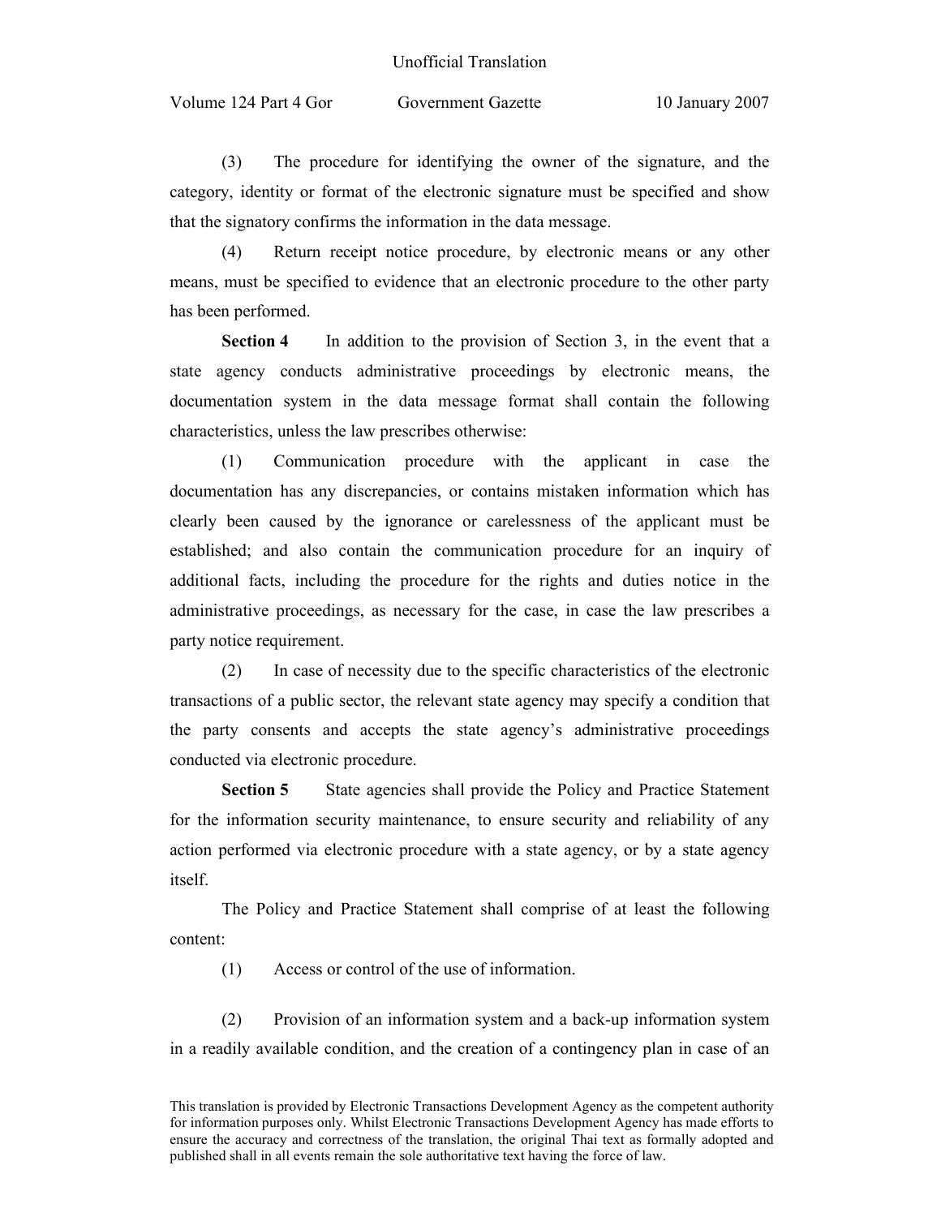(3) The procedure for identifying the owner of the signature, and the category, identity or format of the electronic signature must be specified and show that the signatory confirms the information in the data message.

(4) Return receipt notice procedure, by electronic means or any other means, must be specified to evidence that an electronic procedure to the other party has been performed.

**Section 4** In addition to the provision of Section 3, in the event that a state agency conducts administrative proceedings by electronic means, the documentation system in the data message format shall contain the following characteristics, unless the law prescribes otherwise:

(1) Communication procedure with the applicant in case the documentation has any discrepancies, or contains mistaken information which has clearly been caused by the ignorance or carelessness of the applicant must be established; and also contain the communication procedure for an inquiry of additional facts, including the procedure for the rights and duties notice in the administrative proceedings, as necessary for the case, in case the law prescribes a party notice requirement.

(2) In case of necessity due to the specific characteristics of the electronic transactions of a public sector, the relevant state agency may specify a condition that the party consents and accepts the state agency's administrative proceedings conducted via electronic procedure.

**Section 5** State agencies shall provide the Policy and Practice Statement for the information security maintenance, to ensure security and reliability of any action performed via electronic procedure with a state agency, or by a state agency itself.

The Policy and Practice Statement shall comprise of at least the following content:

(1) Access or control of the use of information.

(2) Provision of an information system and a back-up information system in a readily available condition, and the creation of a contingency plan in case of an

This translation is provided by Electronic Transactions Development Agency as the competent authority for information purposes only. Whilst Electronic Transactions Development Agency has made efforts to ensure the accuracy and correctness of the translation, the original Thai text as formally adopted and published shall in all events remain the sole authoritative text having the force of law.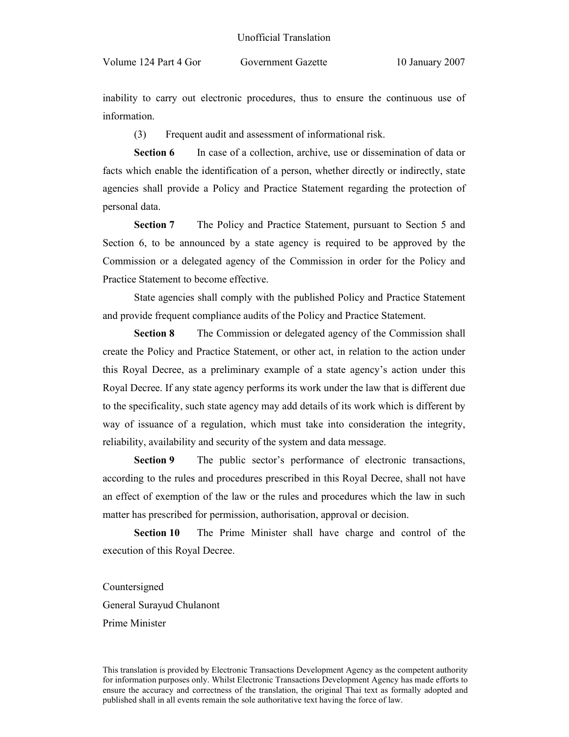inability to carry out electronic procedures, thus to ensure the continuous use of information.

(3) Frequent audit and assessment of informational risk.

**Section 6** In case of a collection, archive, use or dissemination of data or facts which enable the identification of a person, whether directly or indirectly, state agencies shall provide a Policy and Practice Statement regarding the protection of personal data.

**Section 7** The Policy and Practice Statement, pursuant to Section 5 and Section 6, to be announced by a state agency is required to be approved by the Commission or a delegated agency of the Commission in order for the Policy and Practice Statement to become effective.

State agencies shall comply with the published Policy and Practice Statement and provide frequent compliance audits of the Policy and Practice Statement.

**Section 8** The Commission or delegated agency of the Commission shall create the Policy and Practice Statement, or other act, in relation to the action under this Royal Decree, as a preliminary example of a state agency's action under this Royal Decree. If any state agency performs its work under the law that is different due to the specificality, such state agency may add details of its work which is different by way of issuance of a regulation, which must take into consideration the integrity, reliability, availability and security of the system and data message.

**Section 9** The public sector's performance of electronic transactions, according to the rules and procedures prescribed in this Royal Decree, shall not have an effect of exemption of the law or the rules and procedures which the law in such matter has prescribed for permission, authorisation, approval or decision.

**Section 10** The Prime Minister shall have charge and control of the execution of this Royal Decree.

Countersigned
General Surayud Chulanont
Prime Minister

This translation is provided by Electronic Transactions Development Agency as the competent authority for information purposes only. Whilst Electronic Transactions Development Agency has made efforts to ensure the accuracy and correctness of the translation, the original Thai text as formally adopted and published shall in all events remain the sole authoritative text having the force of law.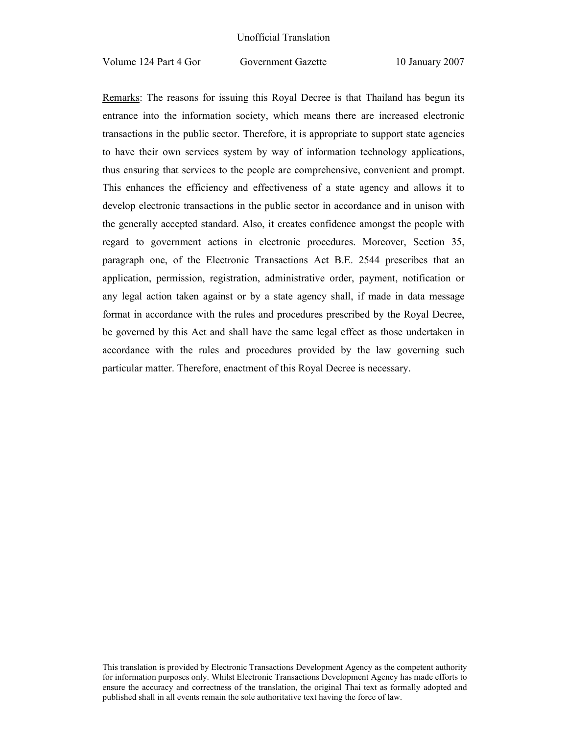Remarks: The reasons for issuing this Royal Decree is that Thailand has begun its entrance into the information society, which means there are increased electronic transactions in the public sector. Therefore, it is appropriate to support state agencies to have their own services system by way of information technology applications, thus ensuring that services to the people are comprehensive, convenient and prompt. This enhances the efficiency and effectiveness of a state agency and allows it to develop electronic transactions in the public sector in accordance and in unison with the generally accepted standard. Also, it creates confidence amongst the people with regard to government actions in electronic procedures. Moreover, Section 35, paragraph one, of the Electronic Transactions Act B.E. 2544 prescribes that an application, permission, registration, administrative order, payment, notification or any legal action taken against or by a state agency shall, if made in data message format in accordance with the rules and procedures prescribed by the Royal Decree, be governed by this Act and shall have the same legal effect as those undertaken in accordance with the rules and procedures provided by the law governing such particular matter. Therefore, enactment of this Royal Decree is necessary.